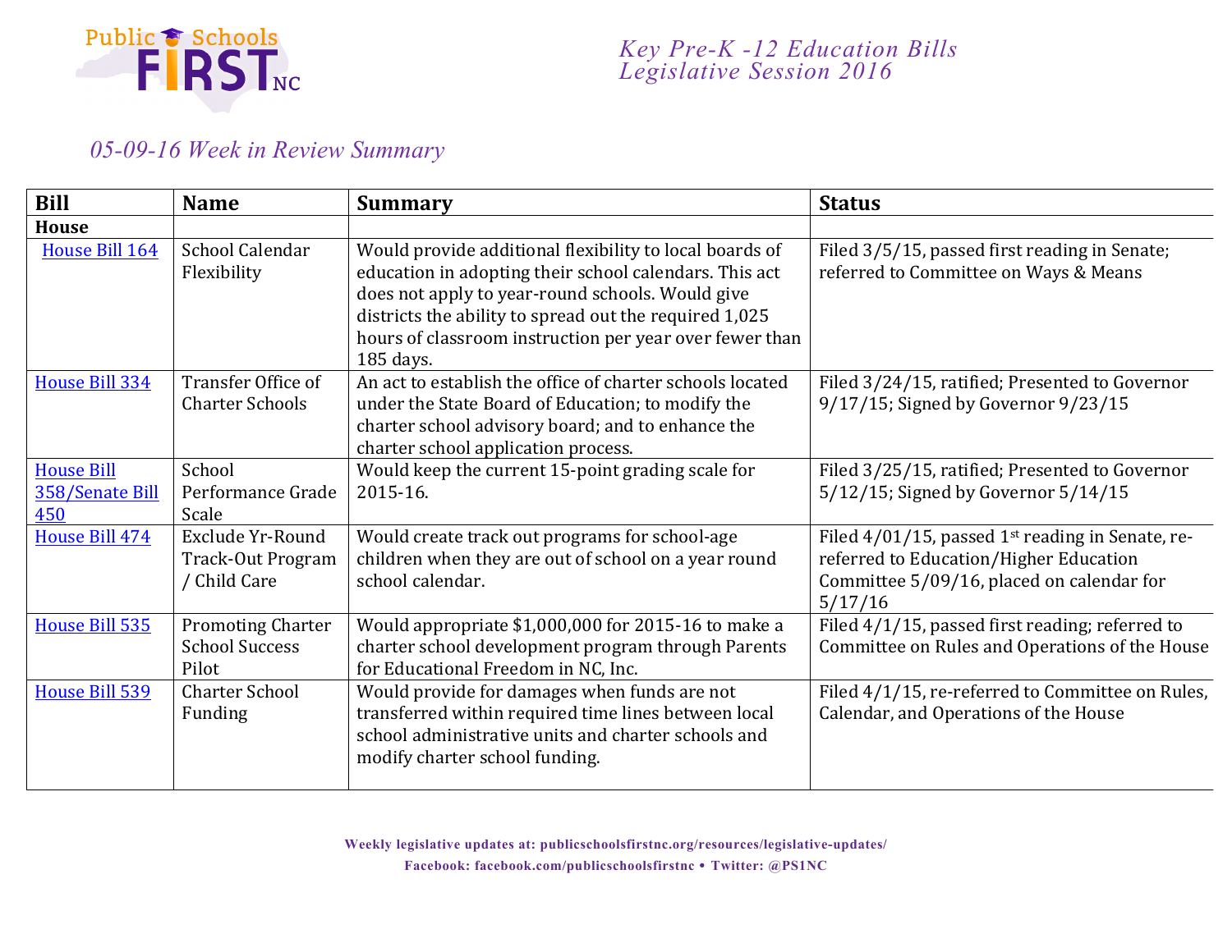Public Schools FIRST NC

*Key Pre-K -12 Education Bills*
*Legislative Session 2016*

*05-09-16 Week in Review Summary*

| Bill | Name | Summary | Status |
|---|---|---|---|
| **House** | | | |
| House Bill 164 | School Calendar Flexibility | Would provide additional flexibility to local boards of education in adopting their school calendars. This act does not apply to year-round schools. Would give districts the ability to spread out the required 1,025 hours of classroom instruction per year over fewer than 185 days. | Filed 3/5/15, passed first reading in Senate; referred to Committee on Ways & Means |
| House Bill 334 | Transfer Office of Charter Schools | An act to establish the office of charter schools located under the State Board of Education; to modify the charter school advisory board; and to enhance the charter school application process. | Filed 3/24/15, ratified; Presented to Governor 9/17/15; Signed by Governor 9/23/15 |
| House Bill 358/Senate Bill 450 | School Performance Grade Scale | Would keep the current 15-point grading scale for 2015-16. | Filed 3/25/15, ratified; Presented to Governor 5/12/15; Signed by Governor 5/14/15 |
| House Bill 474 | Exclude Yr-Round Track-Out Program / Child Care | Would create track out programs for school-age children when they are out of school on a year round school calendar. | Filed 4/01/15, passed 1st reading in Senate, re-referred to Education/Higher Education Committee 5/09/16, placed on calendar for 5/17/16 |
| House Bill 535 | Promoting Charter School Success Pilot | Would appropriate $1,000,000 for 2015-16 to make a charter school development program through Parents for Educational Freedom in NC, Inc. | Filed 4/1/15, passed first reading; referred to Committee on Rules and Operations of the House |
| House Bill 539 | Charter School Funding | Would provide for damages when funds are not transferred within required time lines between local school administrative units and charter schools and modify charter school funding. | Filed 4/1/15, re-referred to Committee on Rules, Calendar, and Operations of the House |

**Weekly legislative updates at: publicschoolsfirstnc.org/resources/legislative-updates/**
**Facebook: facebook.com/publicschoolsfirstnc • Twitter: @PS1NC**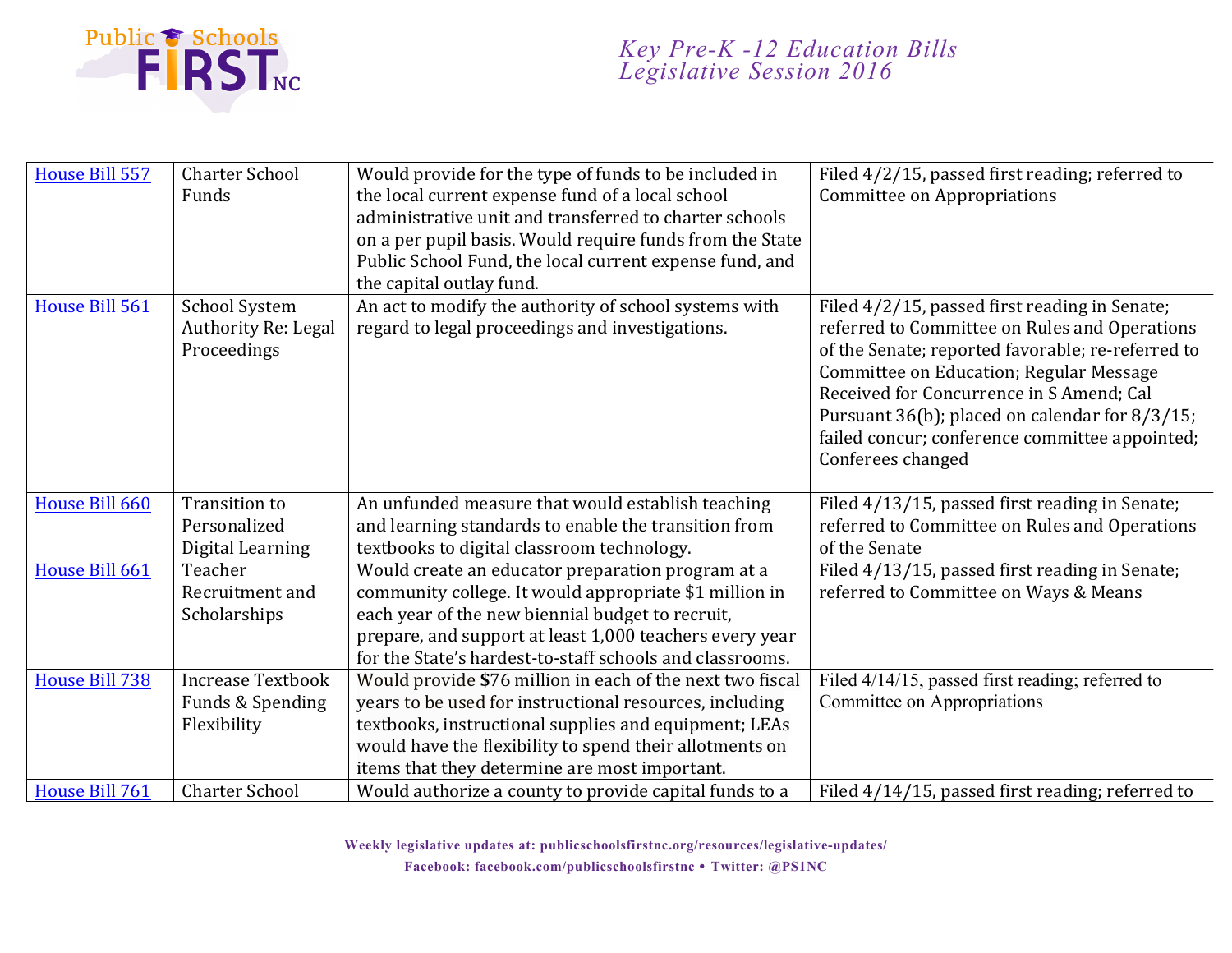| House Bill 557 | Charter School Funds | Would provide for the type of funds to be included in the local current expense fund of a local school administrative unit and transferred to charter schools on a per pupil basis. Would require funds from the State Public School Fund, the local current expense fund, and the capital outlay fund. | Filed 4/2/15, passed first reading; referred to Committee on Appropriations |
|---|---|---|---|
| House Bill 561 | School System Authority Re: Legal Proceedings | An act to modify the authority of school systems with regard to legal proceedings and investigations. | Filed 4/2/15, passed first reading in Senate; referred to Committee on Rules and Operations of the Senate; reported favorable; re-referred to Committee on Education; Regular Message Received for Concurrence in S Amend; Cal Pursuant 36(b); placed on calendar for 8/3/15; failed concur; conference committee appointed; Conferees changed |
| House Bill 660 | Transition to Personalized Digital Learning | An unfunded measure that would establish teaching and learning standards to enable the transition from textbooks to digital classroom technology. | Filed 4/13/15, passed first reading in Senate; referred to Committee on Rules and Operations of the Senate |
| House Bill 661 | Teacher Recruitment and Scholarships | Would create an educator preparation program at a community college. It would appropriate $1 million in each year of the new biennial budget to recruit, prepare, and support at least 1,000 teachers every year for the State's hardest-to-staff schools and classrooms. | Filed 4/13/15, passed first reading in Senate; referred to Committee on Ways & Means |
| House Bill 738 | Increase Textbook Funds & Spending Flexibility | Would provide $76 million in each of the next two fiscal years to be used for instructional resources, including textbooks, instructional supplies and equipment; LEAs would have the flexibility to spend their allotments on items that they determine are most important. | Filed 4/14/15, passed first reading; referred to Committee on Appropriations |
| House Bill 761 | Charter School | Would authorize a county to provide capital funds to a | Filed 4/14/15, passed first reading; referred to |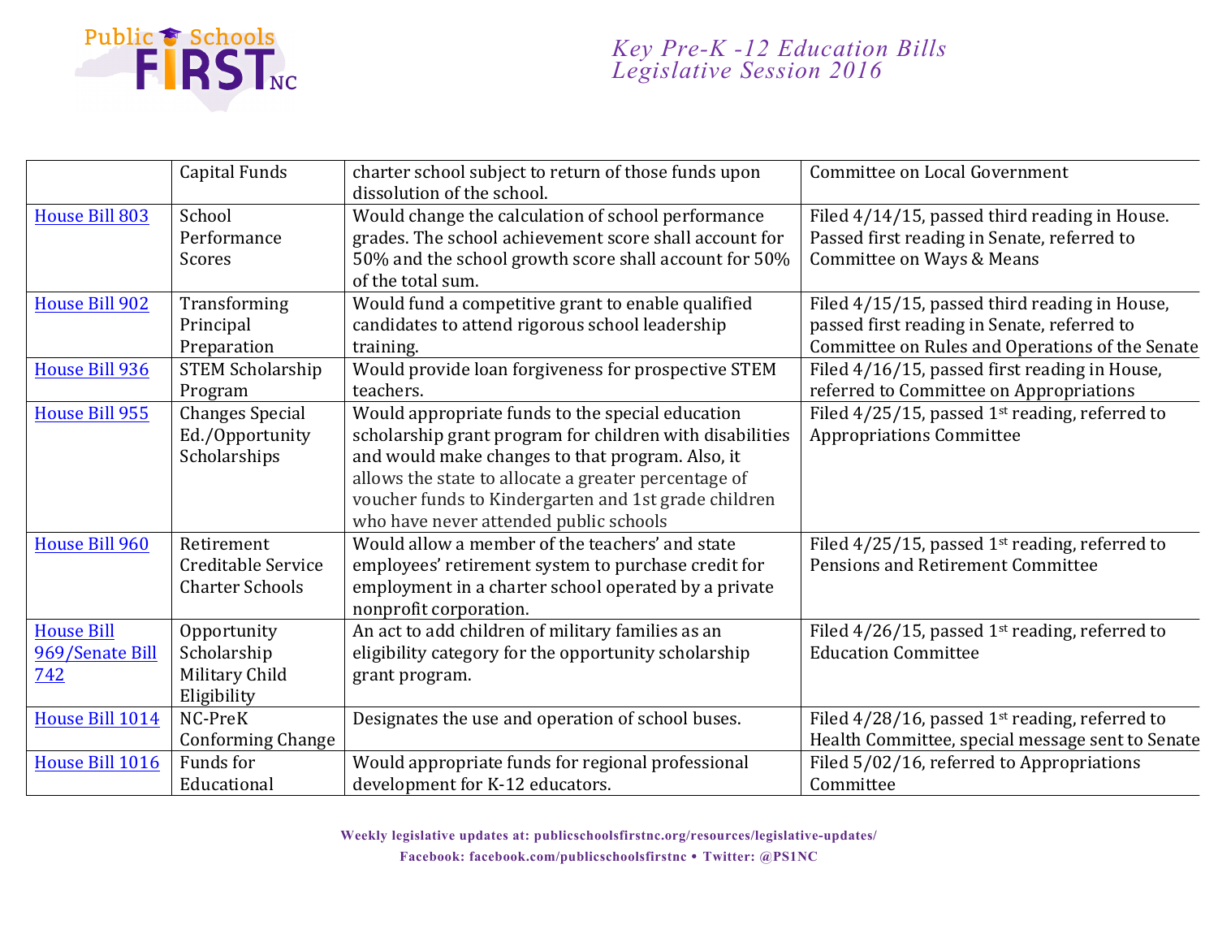| | Capital Funds | charter school subject to return of those funds upon dissolution of the school. | Committee on Local Government |
|---|---|---|---|
| [House Bill 803]() | School Performance Scores | Would change the calculation of school performance grades. The school achievement score shall account for 50% and the school growth score shall account for 50% of the total sum. | Filed 4/14/15, passed third reading in House. Passed first reading in Senate, referred to Committee on Ways & Means |
| [House Bill 902]() | Transforming Principal Preparation | Would fund a competitive grant to enable qualified candidates to attend rigorous school leadership training. | Filed 4/15/15, passed third reading in House, passed first reading in Senate, referred to Committee on Rules and Operations of the Senate |
| [House Bill 936]() | STEM Scholarship Program | Would provide loan forgiveness for prospective STEM teachers. | Filed 4/16/15, passed first reading in House, referred to Committee on Appropriations |
| [House Bill 955]() | Changes Special Ed./Opportunity Scholarships | Would appropriate funds to the special education scholarship grant program for children with disabilities and would make changes to that program. Also, it allows the state to allocate a greater percentage of voucher funds to Kindergarten and 1st grade children who have never attended public schools | Filed 4/25/15, passed 1st reading, referred to Appropriations Committee |
| [House Bill 960]() | Retirement Creditable Service Charter Schools | Would allow a member of the teachers' and state employees' retirement system to purchase credit for employment in a charter school operated by a private nonprofit corporation. | Filed 4/25/15, passed 1st reading, referred to Pensions and Retirement Committee |
| [House Bill 969/Senate Bill 742]() | Opportunity Scholarship Military Child Eligibility | An act to add children of military families as an eligibility category for the opportunity scholarship grant program. | Filed 4/26/15, passed 1st reading, referred to Education Committee |
| [House Bill 1014]() | NC-PreK Conforming Change | Designates the use and operation of school buses. | Filed 4/28/16, passed 1st reading, referred to Health Committee, special message sent to Senate |
| [House Bill 1016]() | Funds for Educational | Would appropriate funds for regional professional development for K-12 educators. | Filed 5/02/16, referred to Appropriations Committee |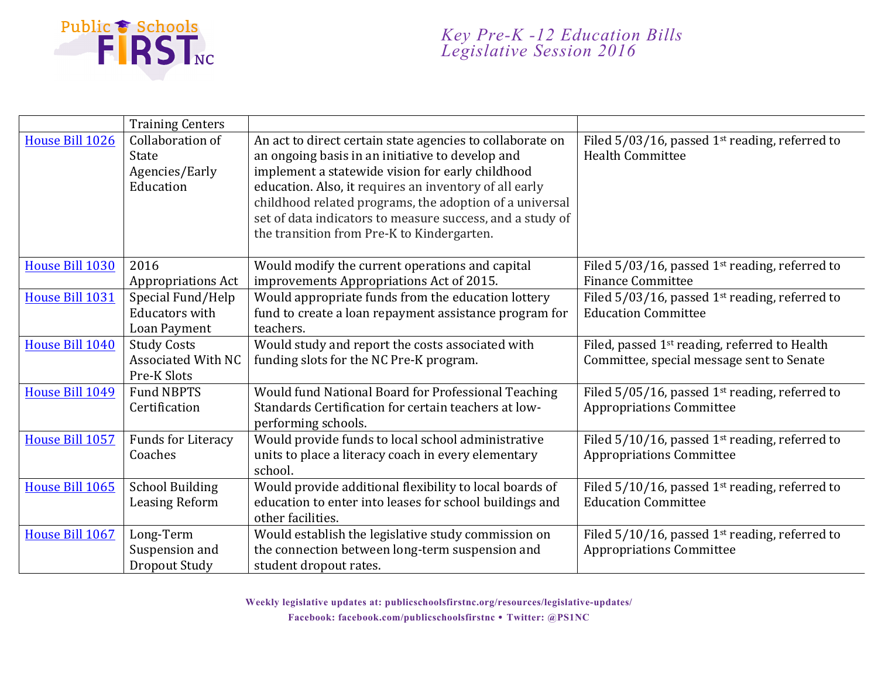| | Training Centers | | |
|---|---|---|---|
| House Bill 1026 | Collaboration of State Agencies/Early Education | An act to direct certain state agencies to collaborate on an ongoing basis in an initiative to develop and implement a statewide vision for early childhood education. Also, it requires an inventory of all early childhood related programs, the adoption of a universal set of data indicators to measure success, and a study of the transition from Pre-K to Kindergarten. | Filed 5/03/16, passed 1st reading, referred to Health Committee |
| House Bill 1030 | 2016 Appropriations Act | Would modify the current operations and capital improvements Appropriations Act of 2015. | Filed 5/03/16, passed 1st reading, referred to Finance Committee |
| House Bill 1031 | Special Fund/Help Educators with Loan Payment | Would appropriate funds from the education lottery fund to create a loan repayment assistance program for teachers. | Filed 5/03/16, passed 1st reading, referred to Education Committee |
| House Bill 1040 | Study Costs Associated With NC Pre-K Slots | Would study and report the costs associated with funding slots for the NC Pre-K program. | Filed, passed 1st reading, referred to Health Committee, special message sent to Senate |
| House Bill 1049 | Fund NBPTS Certification | Would fund National Board for Professional Teaching Standards Certification for certain teachers at low-performing schools. | Filed 5/05/16, passed 1st reading, referred to Appropriations Committee |
| House Bill 1057 | Funds for Literacy Coaches | Would provide funds to local school administrative units to place a literacy coach in every elementary school. | Filed 5/10/16, passed 1st reading, referred to Appropriations Committee |
| House Bill 1065 | School Building Leasing Reform | Would provide additional flexibility to local boards of education to enter into leases for school buildings and other facilities. | Filed 5/10/16, passed 1st reading, referred to Education Committee |
| House Bill 1067 | Long-Term Suspension and Dropout Study | Would establish the legislative study commission on the connection between long-term suspension and student dropout rates. | Filed 5/10/16, passed 1st reading, referred to Appropriations Committee |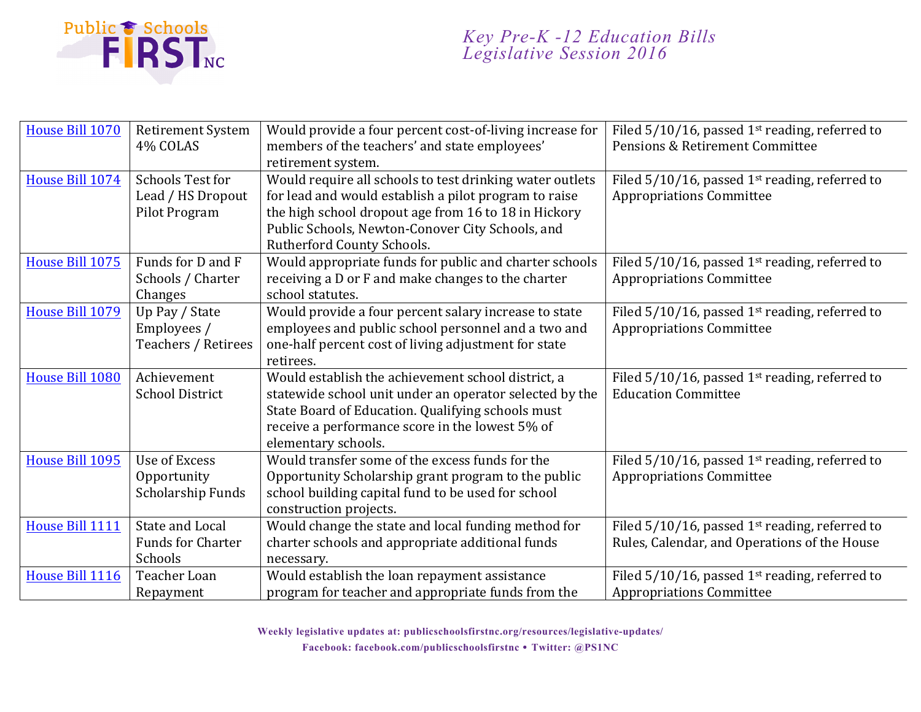| House Bill 1070 | Retirement System 4% COLAS | Would provide a four percent cost-of-living increase for members of the teachers' and state employees' retirement system. | Filed 5/10/16, passed 1st reading, referred to Pensions & Retirement Committee |
|---|---|---|---|
| House Bill 1074 | Schools Test for Lead / HS Dropout Pilot Program | Would require all schools to test drinking water outlets for lead and would establish a pilot program to raise the high school dropout age from 16 to 18 in Hickory Public Schools, Newton-Conover City Schools, and Rutherford County Schools. | Filed 5/10/16, passed 1st reading, referred to Appropriations Committee |
| House Bill 1075 | Funds for D and F Schools / Charter Changes | Would appropriate funds for public and charter schools receiving a D or F and make changes to the charter school statutes. | Filed 5/10/16, passed 1st reading, referred to Appropriations Committee |
| House Bill 1079 | Up Pay / State Employees / Teachers / Retirees | Would provide a four percent salary increase to state employees and public school personnel and a two and one-half percent cost of living adjustment for state retirees. | Filed 5/10/16, passed 1st reading, referred to Appropriations Committee |
| House Bill 1080 | Achievement School District | Would establish the achievement school district, a statewide school unit under an operator selected by the State Board of Education. Qualifying schools must receive a performance score in the lowest 5% of elementary schools. | Filed 5/10/16, passed 1st reading, referred to Education Committee |
| House Bill 1095 | Use of Excess Opportunity Scholarship Funds | Would transfer some of the excess funds for the Opportunity Scholarship grant program to the public school building capital fund to be used for school construction projects. | Filed 5/10/16, passed 1st reading, referred to Appropriations Committee |
| House Bill 1111 | State and Local Funds for Charter Schools | Would change the state and local funding method for charter schools and appropriate additional funds necessary. | Filed 5/10/16, passed 1st reading, referred to Rules, Calendar, and Operations of the House |
| House Bill 1116 | Teacher Loan Repayment | Would establish the loan repayment assistance program for teacher and appropriate funds from the | Filed 5/10/16, passed 1st reading, referred to Appropriations Committee |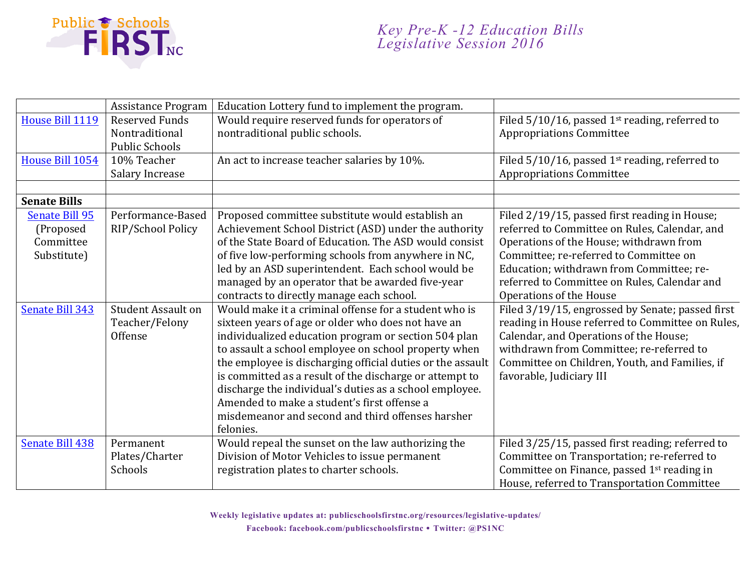| | Assistance Program | Education Lottery fund to implement the program. | |
|---|---|---|---|
| House Bill 1119 | Reserved Funds Nontraditional Public Schools | Would require reserved funds for operators of nontraditional public schools. | Filed 5/10/16, passed 1st reading, referred to Appropriations Committee |
| House Bill 1054 | 10% Teacher Salary Increase | An act to increase teacher salaries by 10%. | Filed 5/10/16, passed 1st reading, referred to Appropriations Committee |
| | | | |
| **Senate Bills** | | | |
| Senate Bill 95 (Proposed Committee Substitute) | Performance-Based RIP/School Policy | Proposed committee substitute would establish an Achievement School District (ASD) under the authority of the State Board of Education. The ASD would consist of five low-performing schools from anywhere in NC, led by an ASD superintendent. Each school would be managed by an operator that be awarded five-year contracts to directly manage each school. | Filed 2/19/15, passed first reading in House; referred to Committee on Rules, Calendar, and Operations of the House; withdrawn from Committee; re-referred to Committee on Education; withdrawn from Committee; re-referred to Committee on Rules, Calendar and Operations of the House |
| Senate Bill 343 | Student Assault on Teacher/Felony Offense | Would make it a criminal offense for a student who is sixteen years of age or older who does not have an individualized education program or section 504 plan to assault a school employee on school property when the employee is discharging official duties or the assault is committed as a result of the discharge or attempt to discharge the individual's duties as a school employee. Amended to make a student's first offense a misdemeanor and second and third offenses harsher felonies. | Filed 3/19/15, engrossed by Senate; passed first reading in House referred to Committee on Rules, Calendar, and Operations of the House; withdrawn from Committee; re-referred to Committee on Children, Youth, and Families, if favorable, Judiciary III |
| Senate Bill 438 | Permanent Plates/Charter Schools | Would repeal the sunset on the law authorizing the Division of Motor Vehicles to issue permanent registration plates to charter schools. | Filed 3/25/15, passed first reading; referred to Committee on Transportation; re-referred to Committee on Finance, passed 1st reading in House, referred to Transportation Committee |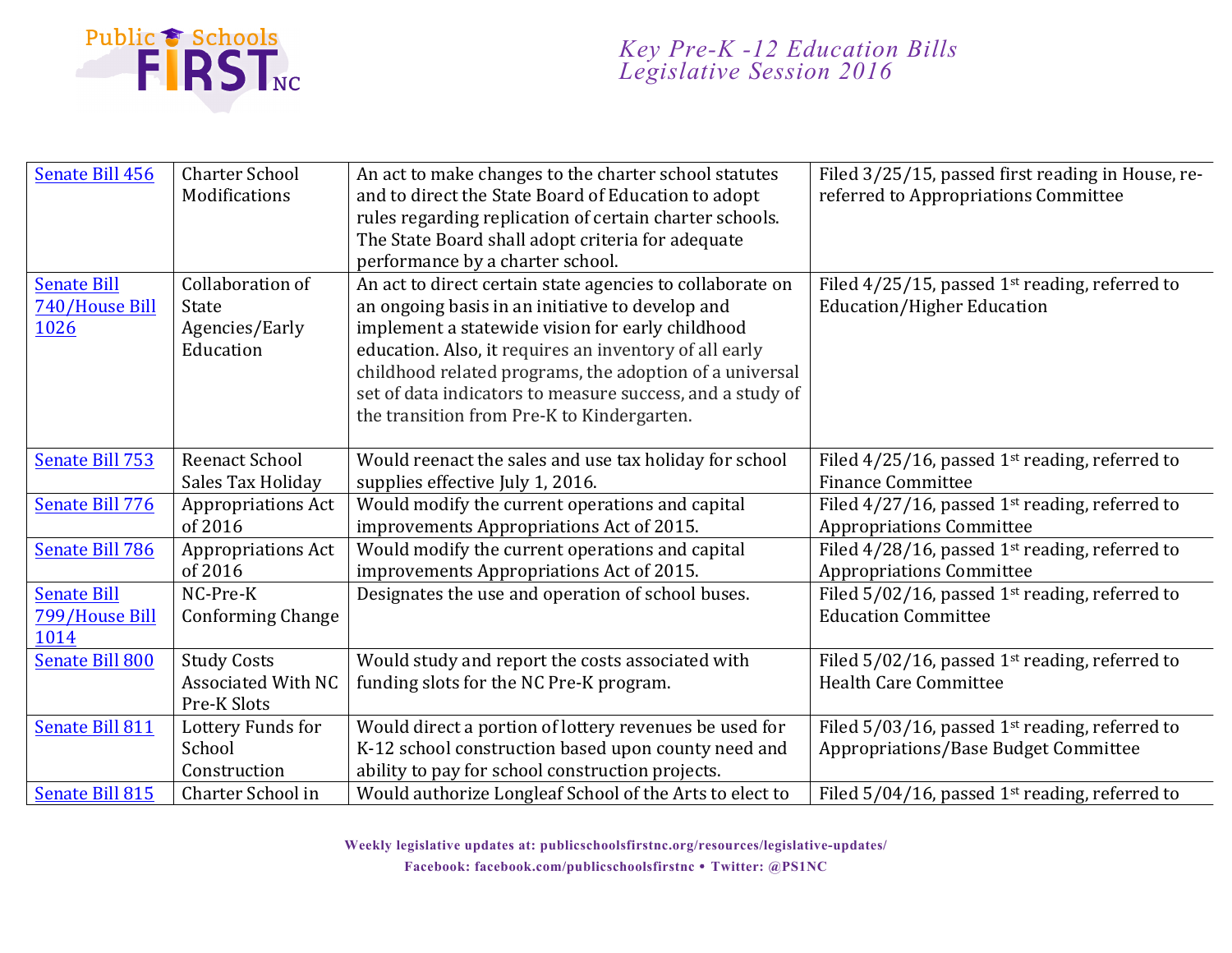| Senate Bill 456 | Charter School Modifications | An act to make changes to the charter school statutes and to direct the State Board of Education to adopt rules regarding replication of certain charter schools. The State Board shall adopt criteria for adequate performance by a charter school. | Filed 3/25/15, passed first reading in House, re-referred to Appropriations Committee |
|---|---|---|---|
| Senate Bill 740/House Bill 1026 | Collaboration of State Agencies/Early Education | An act to direct certain state agencies to collaborate on an ongoing basis in an initiative to develop and implement a statewide vision for early childhood education. Also, it requires an inventory of all early childhood related programs, the adoption of a universal set of data indicators to measure success, and a study of the transition from Pre-K to Kindergarten. | Filed 4/25/15, passed 1st reading, referred to Education/Higher Education |
| Senate Bill 753 | Reenact School Sales Tax Holiday | Would reenact the sales and use tax holiday for school supplies effective July 1, 2016. | Filed 4/25/16, passed 1st reading, referred to Finance Committee |
| Senate Bill 776 | Appropriations Act of 2016 | Would modify the current operations and capital improvements Appropriations Act of 2015. | Filed 4/27/16, passed 1st reading, referred to Appropriations Committee |
| Senate Bill 786 | Appropriations Act of 2016 | Would modify the current operations and capital improvements Appropriations Act of 2015. | Filed 4/28/16, passed 1st reading, referred to Appropriations Committee |
| Senate Bill 799/House Bill 1014 | NC-Pre-K Conforming Change | Designates the use and operation of school buses. | Filed 5/02/16, passed 1st reading, referred to Education Committee |
| Senate Bill 800 | Study Costs Associated With NC Pre-K Slots | Would study and report the costs associated with funding slots for the NC Pre-K program. | Filed 5/02/16, passed 1st reading, referred to Health Care Committee |
| Senate Bill 811 | Lottery Funds for School Construction | Would direct a portion of lottery revenues be used for K-12 school construction based upon county need and ability to pay for school construction projects. | Filed 5/03/16, passed 1st reading, referred to Appropriations/Base Budget Committee |
| Senate Bill 815 | Charter School in | Would authorize Longleaf School of the Arts to elect to | Filed 5/04/16, passed 1st reading, referred to |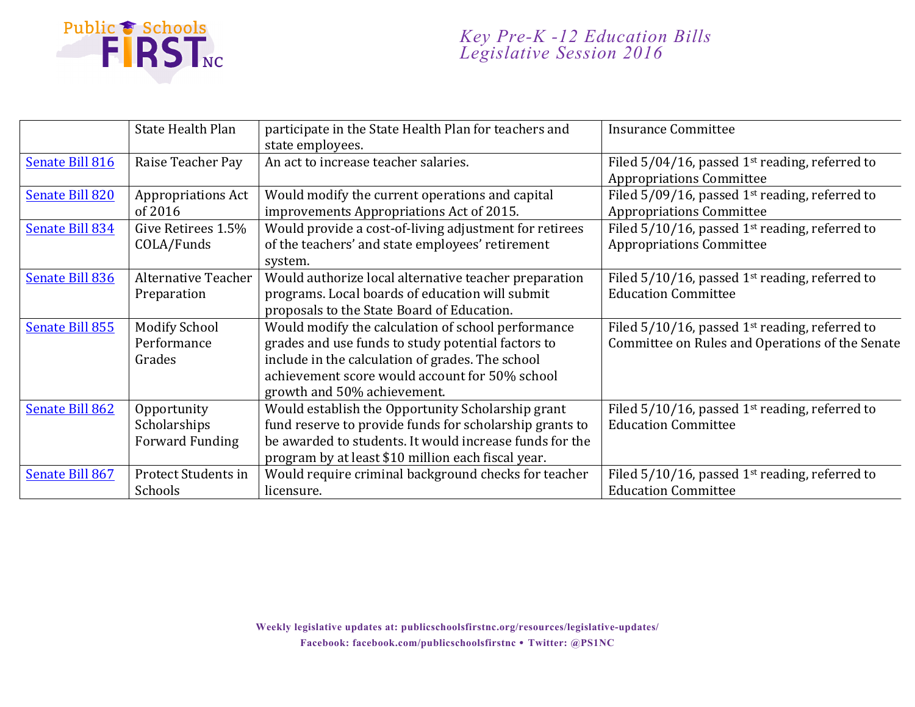| | | | |
|---|---|---|---|
| | State Health Plan | participate in the State Health Plan for teachers and state employees. | Insurance Committee |
| Senate Bill 816 | Raise Teacher Pay | An act to increase teacher salaries. | Filed 5/04/16, passed 1st reading, referred to Appropriations Committee |
| Senate Bill 820 | Appropriations Act of 2016 | Would modify the current operations and capital improvements Appropriations Act of 2015. | Filed 5/09/16, passed 1st reading, referred to Appropriations Committee |
| Senate Bill 834 | Give Retirees 1.5% COLA/Funds | Would provide a cost-of-living adjustment for retirees of the teachers' and state employees' retirement system. | Filed 5/10/16, passed 1st reading, referred to Appropriations Committee |
| Senate Bill 836 | Alternative Teacher Preparation | Would authorize local alternative teacher preparation programs. Local boards of education will submit proposals to the State Board of Education. | Filed 5/10/16, passed 1st reading, referred to Education Committee |
| Senate Bill 855 | Modify School Performance Grades | Would modify the calculation of school performance grades and use funds to study potential factors to include in the calculation of grades. The school achievement score would account for 50% school growth and 50% achievement. | Filed 5/10/16, passed 1st reading, referred to Committee on Rules and Operations of the Senate |
| Senate Bill 862 | Opportunity Scholarships Forward Funding | Would establish the Opportunity Scholarship grant fund reserve to provide funds for scholarship grants to be awarded to students. It would increase funds for the program by at least $10 million each fiscal year. | Filed 5/10/16, passed 1st reading, referred to Education Committee |
| Senate Bill 867 | Protect Students in Schools | Would require criminal background checks for teacher licensure. | Filed 5/10/16, passed 1st reading, referred to Education Committee |

**Weekly legislative updates at: publicschoolsfirstnc.org/resources/legislative-updates/**

**Facebook: facebook.com/publicschoolsfirstnc • Twitter: @PS1NC**